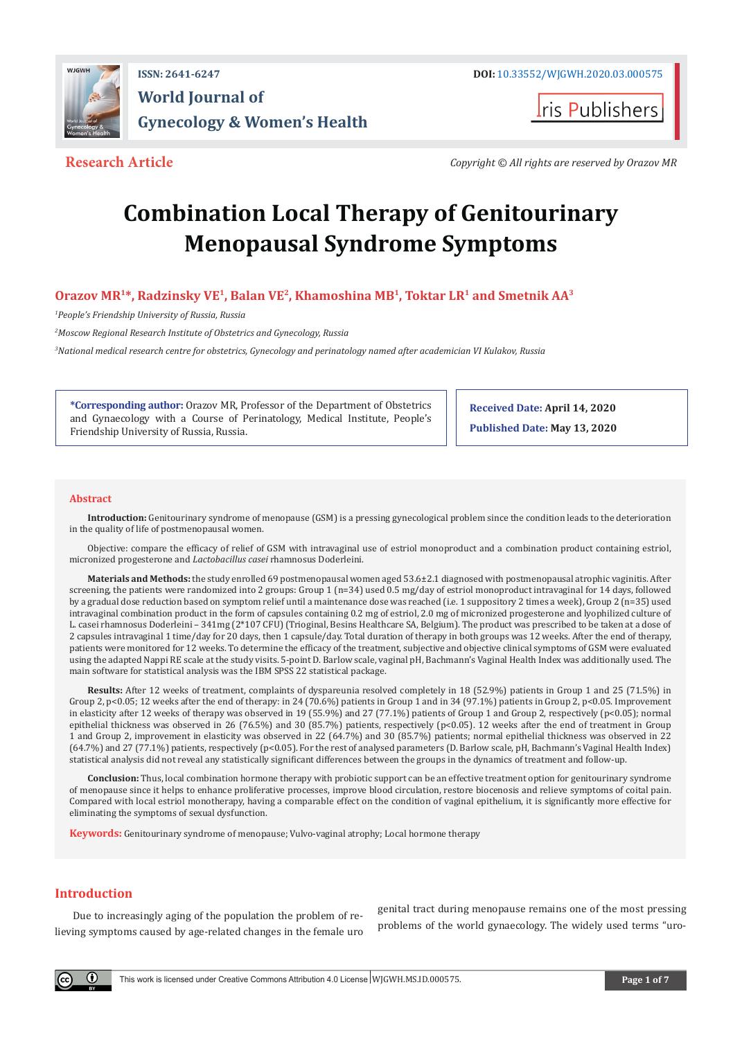ISSN: 2641-6247

DOI: 10.33552/WJGWH.2020.03.000575

# World Journal of Gynecology & Women's Health

Iris Publishers

**Research Article**

*Copyright © All rights are reserved by Orazov MR*

# Combination Local Therapy of Genitourinary Menopausal Syndrome Symptoms

**Orazov MR[1]*, Radzinsky VE[1], Balan VE[2], Khamoshina MB[1], Toktar LR[1] and Smetnik AA[3]**

[1]*People's Friendship University of Russia, Russia*

[2]*Moscow Regional Research Institute of Obstetrics and Gynecology, Russia*

[3]*National medical research centre for obstetrics, Gynecology and perinatology named after academician VI Kulakov, Russia*

***Corresponding author:** Orazov MR, Professor of the Department of Obstetrics and Gynaecology with a Course of Perinatology, Medical Institute, People's Friendship University of Russia, Russia.

**Received Date:** April 14, 2020

**Published Date:** May 13, 2020

## Abstract

**Introduction:** Genitourinary syndrome of menopause (GSM) is a pressing gynecological problem since the condition leads to the deterioration in the quality of life of postmenopausal women.

Objective: compare the efficacy of relief of GSM with intravaginal use of estriol monoproduct and a combination product containing estriol, micronized progesterone and *Lactobacillus casei* rhamnosus Doderleini.

**Materials and Methods:** the study enrolled 69 postmenopausal women aged 53.6±2.1 diagnosed with postmenopausal atrophic vaginitis. After screening, the patients were randomized into 2 groups: Group 1 (n=34) used 0.5 mg/day of estriol monoproduct intravaginal for 14 days, followed by a gradual dose reduction based on symptom relief until a maintenance dose was reached (i.e. 1 suppository 2 times a week), Group 2 (n=35) used intravaginal combination product in the form of capsules containing 0.2 mg of estriol, 2.0 mg of micronized progesterone and lyophilized culture of L. casei rhamnosus Doderleini – 341mg (2*107 CFU) (Trioginal, Besins Healthcare SA, Belgium). The product was prescribed to be taken at a dose of 2 capsules intravaginal 1 time/day for 20 days, then 1 capsule/day. Total duration of therapy in both groups was 12 weeks. After the end of therapy, patients were monitored for 12 weeks. To determine the efficacy of the treatment, subjective and objective clinical symptoms of GSM were evaluated using the adapted Nappi RE scale at the study visits. 5-point D. Barlow scale, vaginal pH, Bachmann's Vaginal Health Index was additionally used. The main software for statistical analysis was the IBM SPSS 22 statistical package.

**Results:** After 12 weeks of treatment, complaints of dyspareunia resolved completely in 18 (52.9%) patients in Group 1 and 25 (71.5%) in Group 2, p<0.05; 12 weeks after the end of therapy: in 24 (70.6%) patients in Group 1 and in 34 (97.1%) patients in Group 2, p<0.05. Improvement in elasticity after 12 weeks of therapy was observed in 19 (55.9%) and 27 (77.1%) patients of Group 1 and Group 2, respectively (p<0.05); normal epithelial thickness was observed in 26 (76.5%) and 30 (85.7%) patients, respectively (p<0.05). 12 weeks after the end of treatment in Group 1 and Group 2, improvement in elasticity was observed in 22 (64.7%) and 30 (85.7%) patients; normal epithelial thickness was observed in 22 (64.7%) and 27 (77.1%) patients, respectively (p<0.05). For the rest of analysed parameters (D. Barlow scale, pH, Bachmann's Vaginal Health Index) statistical analysis did not reveal any statistically significant differences between the groups in the dynamics of treatment and follow-up.

**Conclusion:** Thus, local combination hormone therapy with probiotic support can be an effective treatment option for genitourinary syndrome of menopause since it helps to enhance proliferative processes, improve blood circulation, restore biocenosis and relieve symptoms of coital pain. Compared with local estriol monotherapy, having a comparable effect on the condition of vaginal epithelium, it is significantly more effective for eliminating the symptoms of sexual dysfunction.

**Keywords:** Genitourinary syndrome of menopause; Vulvo-vaginal atrophy; Local hormone therapy

## Introduction

Due to increasingly aging of the population the problem of relieving symptoms caused by age-related changes in the female uro genital tract during menopause remains one of the most pressing problems of the world gynaecology. The widely used terms "uro-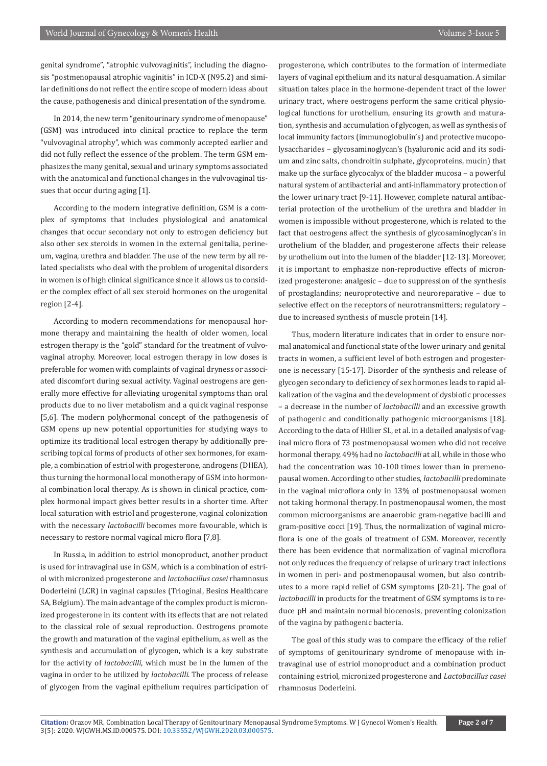genital syndrome", "atrophic vulvovaginitis", including the diagnosis "postmenopausal atrophic vaginitis" in ICD-X (N95.2) and similar definitions do not reflect the entire scope of modern ideas about the cause, pathogenesis and clinical presentation of the syndrome.

In 2014, the new term "genitourinary syndrome of menopause" (GSM) was introduced into clinical practice to replace the term "vulvovaginal atrophy", which was commonly accepted earlier and did not fully reflect the essence of the problem. The term GSM emphasizes the many genital, sexual and urinary symptoms associated with the anatomical and functional changes in the vulvovaginal tissues that occur during aging [1].

According to the modern integrative definition, GSM is a complex of symptoms that includes physiological and anatomical changes that occur secondary not only to estrogen deficiency but also other sex steroids in women in the external genitalia, perineum, vagina, urethra and bladder. The use of the new term by all related specialists who deal with the problem of urogenital disorders in women is of high clinical significance since it allows us to consider the complex effect of all sex steroid hormones on the urogenital region [2-4].

According to modern recommendations for menopausal hormone therapy and maintaining the health of older women, local estrogen therapy is the "gold" standard for the treatment of vulvovaginal atrophy. Moreover, local estrogen therapy in low doses is preferable for women with complaints of vaginal dryness or associated discomfort during sexual activity. Vaginal oestrogens are generally more effective for alleviating urogenital symptoms than oral products due to no liver metabolism and a quick vaginal response [5,6]. The modern polyhormonal concept of the pathogenesis of GSM opens up new potential opportunities for studying ways to optimize its traditional local estrogen therapy by additionally prescribing topical forms of products of other sex hormones, for example, a combination of estriol with progesterone, androgens (DHEA), thus turning the hormonal local monotherapy of GSM into hormonal combination local therapy. As is shown in clinical practice, complex hormonal impact gives better results in a shorter time. After local saturation with estriol and progesterone, vaginal colonization with the necessary *lactobacilli* becomes more favourable, which is necessary to restore normal vaginal micro flora [7,8].

In Russia, in addition to estriol monoproduct, another product is used for intravaginal use in GSM, which is a combination of estriol with micronized progesterone and *lactobacillus casei* rhamnosus Doderleini (LCR) in vaginal capsules (Trioginal, Besins Healthcare SA, Belgium). The main advantage of the complex product is micronized progesterone in its content with its effects that are not related to the classical role of sexual reproduction. Oestrogens promote the growth and maturation of the vaginal epithelium, as well as the synthesis and accumulation of glycogen, which is a key substrate for the activity of *lactobacilli*, which must be in the lumen of the vagina in order to be utilized by *lactobacilli*. The process of release of glycogen from the vaginal epithelium requires participation of progesterone, which contributes to the formation of intermediate layers of vaginal epithelium and its natural desquamation. A similar situation takes place in the hormone-dependent tract of the lower urinary tract, where oestrogens perform the same critical physiological functions for urothelium, ensuring its growth and maturation, synthesis and accumulation of glycogen, as well as synthesis of local immunity factors (immunoglobulin's) and protective mucopolysaccharides – glycosaminoglycan's (hyaluronic acid and its sodium and zinc salts, chondroitin sulphate, glycoproteins, mucin) that make up the surface glycocalyx of the bladder mucosa – a powerful natural system of antibacterial and anti-inflammatory protection of the lower urinary tract [9-11]. However, complete natural antibacterial protection of the urothelium of the urethra and bladder in women is impossible without progesterone, which is related to the fact that oestrogens affect the synthesis of glycosaminoglycan's in urothelium of the bladder, and progesterone affects their release by urothelium out into the lumen of the bladder [12-13]. Moreover, it is important to emphasize non-reproductive effects of micronized progesterone: analgesic – due to suppression of the synthesis of prostaglandins; neuroprotective and neuroreparative – due to selective effect on the receptors of neurotransmitters; regulatory – due to increased synthesis of muscle protein [14].

Thus, modern literature indicates that in order to ensure normal anatomical and functional state of the lower urinary and genital tracts in women, a sufficient level of both estrogen and progesterone is necessary [15-17]. Disorder of the synthesis and release of glycogen secondary to deficiency of sex hormones leads to rapid alkalization of the vagina and the development of dysbiotic processes – a decrease in the number of *lactobacilli* and an excessive growth of pathogenic and conditionally pathogenic microorganisms [18]. According to the data of Hillier SL, et al. in a detailed analysis of vaginal micro flora of 73 postmenopausal women who did not receive hormonal therapy, 49% had no *lactobacilli* at all, while in those who had the concentration was 10-100 times lower than in premenopausal women. According to other studies, *lactobacilli* predominate in the vaginal microflora only in 13% of postmenopausal women not taking hormonal therapy. In postmenopausal women, the most common microorganisms are anaerobic gram-negative bacilli and gram-positive cocci [19]. Thus, the normalization of vaginal microflora is one of the goals of treatment of GSM. Moreover, recently there has been evidence that normalization of vaginal microflora not only reduces the frequency of relapse of urinary tract infections in women in peri- and postmenopausal women, but also contributes to a more rapid relief of GSM symptoms [20-21]. The goal of *lactobacilli* in products for the treatment of GSM symptoms is to reduce pH and maintain normal biocenosis, preventing colonization of the vagina by pathogenic bacteria.

The goal of this study was to compare the efficacy of the relief of symptoms of genitourinary syndrome of menopause with intravaginal use of estriol monoproduct and a combination product containing estriol, micronized progesterone and *Lactobacillus casei* rhamnosus Doderleini.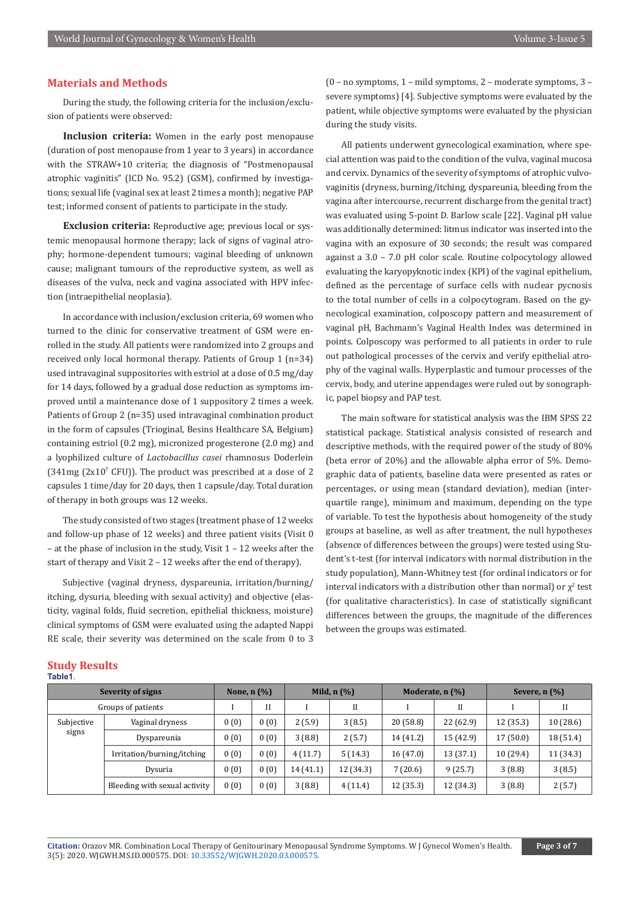## Materials and Methods

During the study, the following criteria for the inclusion/exclusion of patients were observed:

**Inclusion criteria:** Women in the early post menopause (duration of post menopause from 1 year to 3 years) in accordance with the STRAW+10 criteria; the diagnosis of "Postmenopausal atrophic vaginitis" (ICD No. 95.2) (GSM), confirmed by investigations; sexual life (vaginal sex at least 2 times a month); negative PAP test; informed consent of patients to participate in the study.

**Exclusion criteria:** Reproductive age; previous local or systemic menopausal hormone therapy; lack of signs of vaginal atrophy; hormone-dependent tumours; vaginal bleeding of unknown cause; malignant tumours of the reproductive system, as well as diseases of the vulva, neck and vagina associated with HPV infection (intraepithelial neoplasia).

In accordance with inclusion/exclusion criteria, 69 women who turned to the clinic for conservative treatment of GSM were enrolled in the study. All patients were randomized into 2 groups and received only local hormonal therapy. Patients of Group 1 (n=34) used intravaginal suppositories with estriol at a dose of 0.5 mg/day for 14 days, followed by a gradual dose reduction as symptoms improved until a maintenance dose of 1 suppository 2 times a week. Patients of Group 2 (n=35) used intravaginal combination product in the form of capsules (Trioginal, Besins Healthcare SA, Belgium) containing estriol (0.2 mg), micronized progesterone (2.0 mg) and a lyophilized culture of *Lactobacillus casei* rhamnosus Doderlein (341mg ($2x10^7$ CFU)). The product was prescribed at a dose of 2 capsules 1 time/day for 20 days, then 1 capsule/day. Total duration of therapy in both groups was 12 weeks.

The study consisted of two stages (treatment phase of 12 weeks and follow-up phase of 12 weeks) and three patient visits (Visit 0 – at the phase of inclusion in the study, Visit 1 – 12 weeks after the start of therapy and Visit 2 – 12 weeks after the end of therapy).

Subjective (vaginal dryness, dyspareunia, irritation/burning/itching, dysuria, bleeding with sexual activity) and objective (elasticity, vaginal folds, fluid secretion, epithelial thickness, moisture) clinical symptoms of GSM were evaluated using the adapted Nappi RE scale, their severity was determined on the scale from 0 to 3 (0 – no symptoms, 1 – mild symptoms, 2 – moderate symptoms, 3 – severe symptoms) [4]. Subjective symptoms were evaluated by the patient, while objective symptoms were evaluated by the physician during the study visits.

All patients underwent gynecological examination, where special attention was paid to the condition of the vulva, vaginal mucosa and cervix. Dynamics of the severity of symptoms of atrophic vulvovaginitis (dryness, burning/itching, dyspareunia, bleeding from the vagina after intercourse, recurrent discharge from the genital tract) was evaluated using 5-point D. Barlow scale [22]. Vaginal pH value was additionally determined: litmus indicator was inserted into the vagina with an exposure of 30 seconds; the result was compared against a 3.0 – 7.0 pH color scale. Routine colpocytology allowed evaluating the karyopyknotic index (KPI) of the vaginal epithelium, defined as the percentage of surface cells with nuclear pycnosis to the total number of cells in a colpocytogram. Based on the gynecological examination, colposcopy pattern and measurement of vaginal pH, Bachmann's Vaginal Health Index was determined in points. Colposcopy was performed to all patients in order to rule out pathological processes of the cervix and verify epithelial atrophy of the vaginal walls. Hyperplastic and tumour processes of the cervix, body, and uterine appendages were ruled out by sonographic, papel biopsy and PAP test.

The main software for statistical analysis was the IBM SPSS 22 statistical package. Statistical analysis consisted of research and descriptive methods, with the required power of the study of 80% (beta error of 20%) and the allowable alpha error of 5%. Demographic data of patients, baseline data were presented as rates or percentages, or using mean (standard deviation), median (interquartile range), minimum and maximum, depending on the type of variable. To test the hypothesis about homogeneity of the study groups at baseline, as well as after treatment, the null hypotheses (absence of differences between the groups) were tested using Student's t-test (for interval indicators with normal distribution in the study population), Mann-Whitney test (for ordinal indicators or for interval indicators with a distribution other than normal) or $\chi^2$ test (for qualitative characteristics). In case of statistically significant differences between the groups, the magnitude of the differences between the groups was estimated.

## Study Results

**Table1**.

| Severity of signs | | None, n (%) | | Mild, n (%) | | Moderate, n (%) | | Severe, n (%) | |
|---|---|---|---|---|---|---|---|---|---|
| Groups of patients | | I | II | I | II | I | II | I | II |
| Subjective signs | Vaginal dryness | 0 (0) | 0 (0) | 2 (5.9) | 3 (8.5) | 20 (58.8) | 22 (62.9) | 12 (35.3) | 10 (28.6) |
| | Dyspareunia | 0 (0) | 0 (0) | 3 (8.8) | 2 (5.7) | 14 (41.2) | 15 (42.9) | 17 (50.0) | 18 (51.4) |
| | Irritation/burning/itching | 0 (0) | 0 (0) | 4 (11.7) | 5 (14.3) | 16 (47.0) | 13 (37.1) | 10 (29.4) | 11 (34.3) |
| | Dysuria | 0 (0) | 0 (0) | 14 (41.1) | 12 (34.3) | 7 (20.6) | 9 (25.7) | 3 (8.8) | 3 (8.5) |
| | Bleeding with sexual activity | 0 (0) | 0 (0) | 3 (8.8) | 4 (11.4) | 12 (35.3) | 12 (34.3) | 3 (8.8) | 2 (5.7) |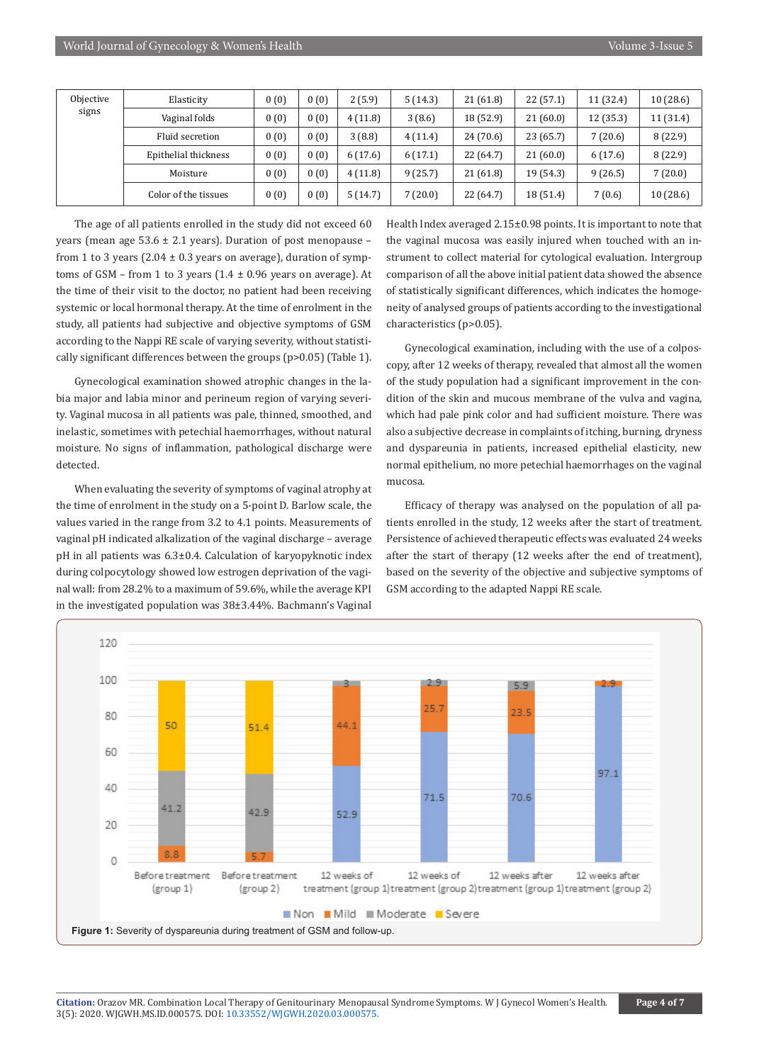| Objective signs | Elasticity | 0 (0) | 0 (0) | 2 (5.9) | 5 (14.3) | 21 (61.8) | 22 (57.1) | 11 (32.4) | 10 (28.6) |
|---|---|---|---|---|---|---|---|---|---|
| | Vaginal folds | 0 (0) | 0 (0) | 4 (11.8) | 3 (8.6) | 18 (52.9) | 21 (60.0) | 12 (35.3) | 11 (31.4) |
| | Fluid secretion | 0 (0) | 0 (0) | 3 (8.8) | 4 (11.4) | 24 (70.6) | 23 (65.7) | 7 (20.6) | 8 (22.9) |
| | Epithelial thickness | 0 (0) | 0 (0) | 6 (17.6) | 6 (17.1) | 22 (64.7) | 21 (60.0) | 6 (17.6) | 8 (22.9) |
| | Moisture | 0 (0) | 0 (0) | 4 (11.8) | 9 (25.7) | 21 (61.8) | 19 (54.3) | 9 (26.5) | 7 (20.0) |
| | Color of the tissues | 0 (0) | 0 (0) | 5 (14.7) | 7 (20.0) | 22 (64.7) | 18 (51.4) | 7 (0.6) | 10 (28.6) |

The age of all patients enrolled in the study did not exceed 60 years (mean age 53.6 ± 2.1 years). Duration of post menopause – from 1 to 3 years (2.04 ± 0.3 years on average), duration of symptoms of GSM – from 1 to 3 years (1.4 ± 0.96 years on average). At the time of their visit to the doctor, no patient had been receiving systemic or local hormonal therapy. At the time of enrolment in the study, all patients had subjective and objective symptoms of GSM according to the Nappi RE scale of varying severity, without statistically significant differences between the groups (p>0.05) (Table 1).

Gynecological examination showed atrophic changes in the labia major and labia minor and perineum region of varying severity. Vaginal mucosa in all patients was pale, thinned, smoothed, and inelastic, sometimes with petechial haemorrhages, without natural moisture. No signs of inflammation, pathological discharge were detected.

When evaluating the severity of symptoms of vaginal atrophy at the time of enrolment in the study on a 5-point D. Barlow scale, the values varied in the range from 3.2 to 4.1 points. Measurements of vaginal pH indicated alkalization of the vaginal discharge – average pH in all patients was 6.3±0.4. Calculation of karyopyknotic index during colpocytology showed low estrogen deprivation of the vaginal wall: from 28.2% to a maximum of 59.6%, while the average KPI in the investigated population was 38±3.44%. Bachmann's Vaginal Health Index averaged 2.15±0.98 points. It is important to note that the vaginal mucosa was easily injured when touched with an instrument to collect material for cytological evaluation. Intergroup comparison of all the above initial patient data showed the absence of statistically significant differences, which indicates the homogeneity of analysed groups of patients according to the investigational characteristics (p>0.05).

Gynecological examination, including with the use of a colposcopy, after 12 weeks of therapy, revealed that almost all the women of the study population had a significant improvement in the condition of the skin and mucous membrane of the vulva and vagina, which had pale pink color and had sufficient moisture. There was also a subjective decrease in complaints of itching, burning, dryness and dyspareunia in patients, increased epithelial elasticity, new normal epithelium, no more petechial haemorrhages on the vaginal mucosa.

Efficacy of therapy was analysed on the population of all patients enrolled in the study, 12 weeks after the start of treatment. Persistence of achieved therapeutic effects was evaluated 24 weeks after the start of therapy (12 weeks after the end of treatment), based on the severity of the objective and subjective symptoms of GSM according to the adapted Nappi RE scale.

| | Non | Mild | Moderate | Severe |
|---|---|---|---|---|
| Before treatment (group 1) | | 8.8 | 41.2 | 50 |
| Before treatment (group 2) | | 5.7 | 42.9 | 51.4 |
| 12 weeks of treatment (group 1) | 52.9 | 44.1 | 3 | |
| 12 weeks of treatment (group 2) | 71.5 | 25.7 | 2.9 | |
| 12 weeks after treatment (group 1) | 70.6 | 23.5 | 5.9 | |
| 12 weeks after treatment (group 2) | 97.1 | 2.9 | | |

**Figure 1:** Severity of dyspareunia during treatment of GSM and follow-up.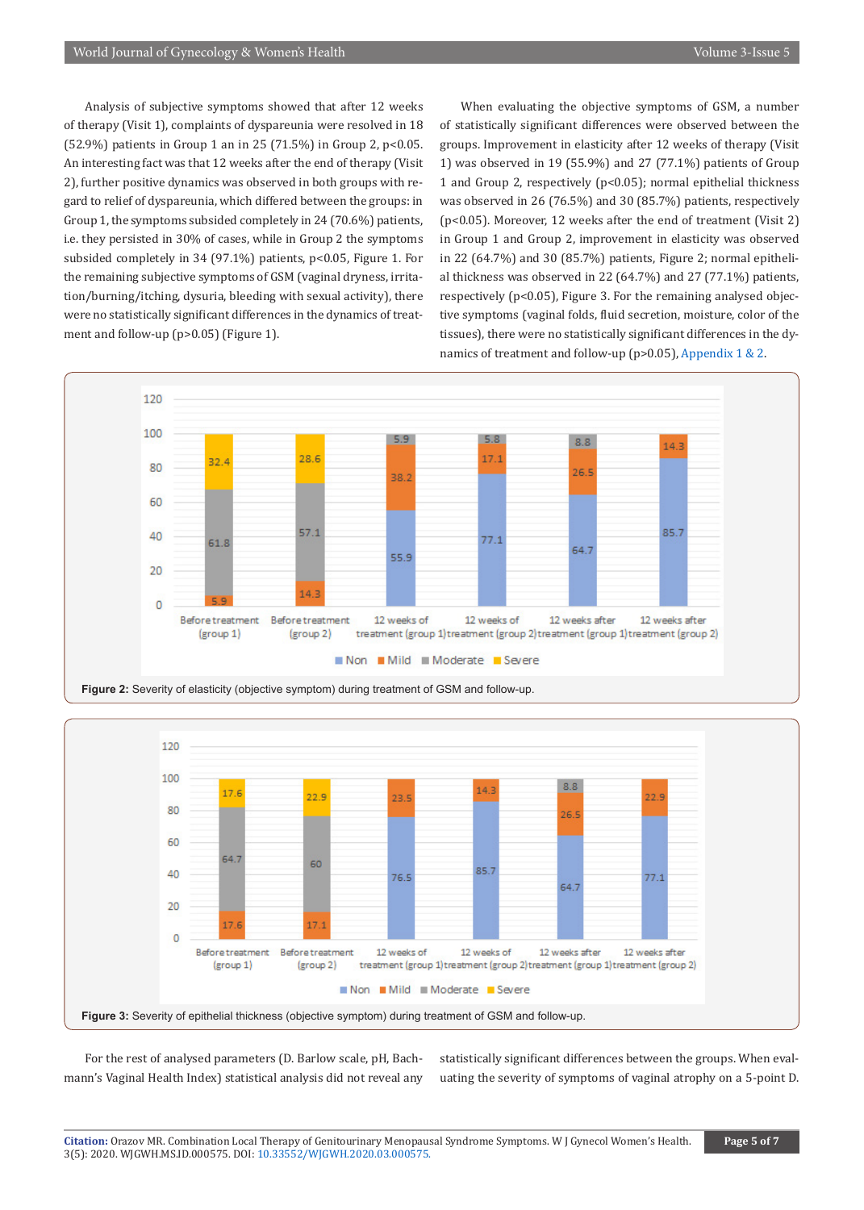Analysis of subjective symptoms showed that after 12 weeks of therapy (Visit 1), complaints of dyspareunia were resolved in 18 (52.9%) patients in Group 1 an in 25 (71.5%) in Group 2, $p<0.05$. An interesting fact was that 12 weeks after the end of therapy (Visit 2), further positive dynamics was observed in both groups with regard to relief of dyspareunia, which differed between the groups: in Group 1, the symptoms subsided completely in 24 (70.6%) patients, i.e. they persisted in 30% of cases, while in Group 2 the symptoms subsided completely in 34 (97.1%) patients, $p<0.05$, Figure 1. For the remaining subjective symptoms of GSM (vaginal dryness, irritation/burning/itching, dysuria, bleeding with sexual activity), there were no statistically significant differences in the dynamics of treatment and follow-up ($p>0.05$) (Figure 1).

When evaluating the objective symptoms of GSM, a number of statistically significant differences were observed between the groups. Improvement in elasticity after 12 weeks of therapy (Visit 1) was observed in 19 (55.9%) and 27 (77.1%) patients of Group 1 and Group 2, respectively ($p<0.05$); normal epithelial thickness was observed in 26 (76.5%) and 30 (85.7%) patients, respectively ($p<0.05$). Moreover, 12 weeks after the end of treatment (Visit 2) in Group 1 and Group 2, improvement in elasticity was observed in 22 (64.7%) and 30 (85.7%) patients, Figure 2; normal epithelial thickness was observed in 22 (64.7%) and 27 (77.1%) patients, respectively ($p<0.05$), Figure 3. For the remaining analysed objective symptoms (vaginal folds, fluid secretion, moisture, color of the tissues), there were no statistically significant differences in the dynamics of treatment and follow-up ($p>0.05$), Appendix 1 & 2.

| | Non | Mild | Moderate | Severe |
|---|---|---|---|---|
| Before treatment (group 1) | | 5.9 | 61.8 | 32.4 |
| Before treatment (group 2) | | 14.3 | 57.1 | 28.6 |
| 12 weeks of treatment (group 1) | 55.9 | 38.2 | 5.9 | |
| 12 weeks of treatment (group 2) | 77.1 | 17.1 | 5.8 | |
| 12 weeks after treatment (group 1) | 64.7 | 26.5 | 8.8 | |
| 12 weeks after treatment (group 2) | 85.7 | 14.3 | | |

**Figure 2:** Severity of elasticity (objective symptom) during treatment of GSM and follow-up.

| | Non | Mild | Moderate | Severe |
|---|---|---|---|---|
| Before treatment (group 1) | | 17.6 | 64.7 | 17.6 |
| Before treatment (group 2) | | 17.1 | 60 | 22.9 |
| 12 weeks of treatment (group 1) | 76.5 | 23.5 | | |
| 12 weeks of treatment (group 2) | 85.7 | 14.3 | | |
| 12 weeks after treatment (group 1) | 64.7 | 26.5 | 8.8 | |
| 12 weeks after treatment (group 2) | 77.1 | 22.9 | | |

**Figure 3:** Severity of epithelial thickness (objective symptom) during treatment of GSM and follow-up.

For the rest of analysed parameters (D. Barlow scale, pH, Bachmann's Vaginal Health Index) statistical analysis did not reveal any statistically significant differences between the groups. When evaluating the severity of symptoms of vaginal atrophy on a 5-point D.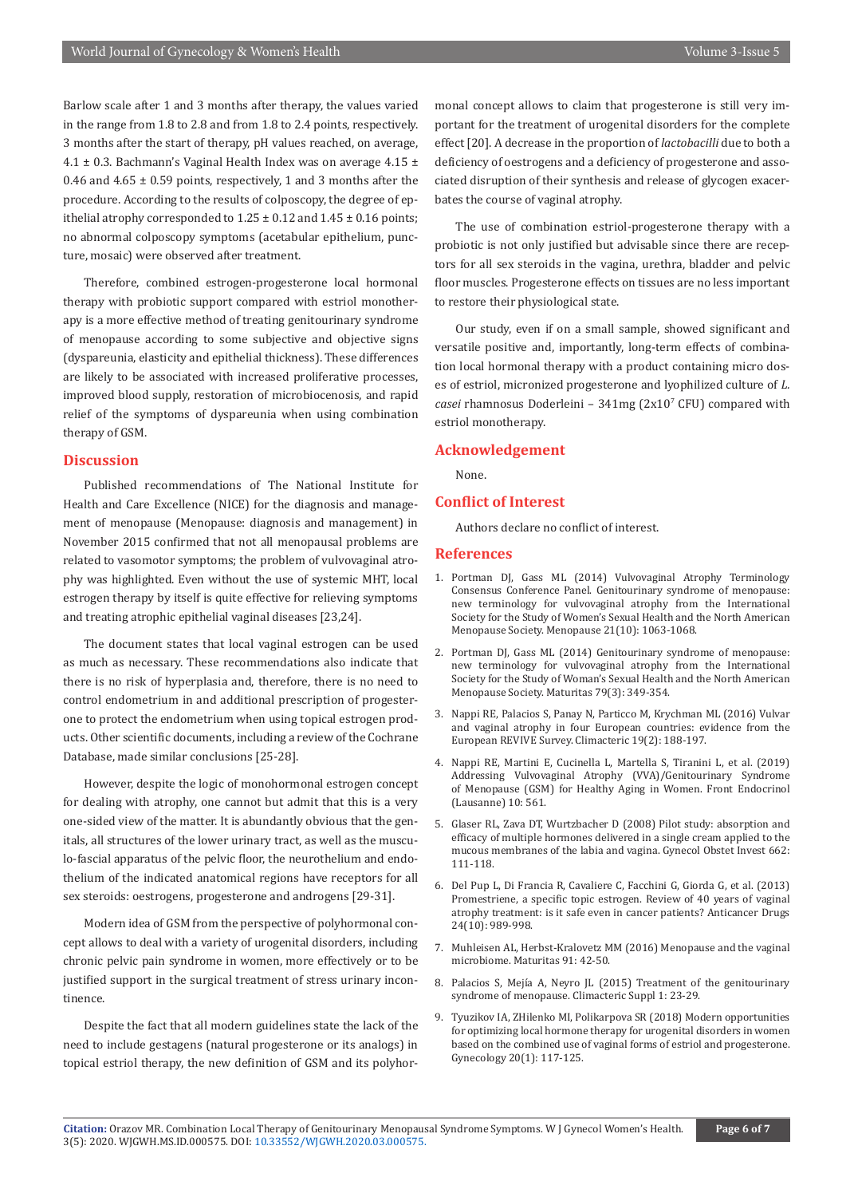Barlow scale after 1 and 3 months after therapy, the values varied in the range from 1.8 to 2.8 and from 1.8 to 2.4 points, respectively. 3 months after the start of therapy, pH values reached, on average, 4.1 ± 0.3. Bachmann's Vaginal Health Index was on average 4.15 ± 0.46 and 4.65 ± 0.59 points, respectively, 1 and 3 months after the procedure. According to the results of colposcopy, the degree of epithelial atrophy corresponded to 1.25 ± 0.12 and 1.45 ± 0.16 points; no abnormal colposcopy symptoms (acetabular epithelium, puncture, mosaic) were observed after treatment.

Therefore, combined estrogen-progesterone local hormonal therapy with probiotic support compared with estriol monotherapy is a more effective method of treating genitourinary syndrome of menopause according to some subjective and objective signs (dyspareunia, elasticity and epithelial thickness). These differences are likely to be associated with increased proliferative processes, improved blood supply, restoration of microbiocenosis, and rapid relief of the symptoms of dyspareunia when using combination therapy of GSM.

## Discussion

Published recommendations of The National Institute for Health and Care Excellence (NICE) for the diagnosis and management of menopause (Menopause: diagnosis and management) in November 2015 confirmed that not all menopausal problems are related to vasomotor symptoms; the problem of vulvovaginal atrophy was highlighted. Even without the use of systemic MHT, local estrogen therapy by itself is quite effective for relieving symptoms and treating atrophic epithelial vaginal diseases [23,24].

The document states that local vaginal estrogen can be used as much as necessary. These recommendations also indicate that there is no risk of hyperplasia and, therefore, there is no need to control endometrium in and additional prescription of progesterone to protect the endometrium when using topical estrogen products. Other scientific documents, including a review of the Cochrane Database, made similar conclusions [25-28].

However, despite the logic of monohormonal estrogen concept for dealing with atrophy, one cannot but admit that this is a very one-sided view of the matter. It is abundantly obvious that the genitals, all structures of the lower urinary tract, as well as the musculo-fascial apparatus of the pelvic floor, the neurothelium and endothelium of the indicated anatomical regions have receptors for all sex steroids: oestrogens, progesterone and androgens [29-31].

Modern idea of GSM from the perspective of polyhormonal concept allows to deal with a variety of urogenital disorders, including chronic pelvic pain syndrome in women, more effectively or to be justified support in the surgical treatment of stress urinary incontinence.

Despite the fact that all modern guidelines state the lack of the need to include gestagens (natural progesterone or its analogs) in topical estriol therapy, the new definition of GSM and its polyhormonal concept allows to claim that progesterone is still very important for the treatment of urogenital disorders for the complete effect [20]. A decrease in the proportion of *lactobacilli* due to both a deficiency of oestrogens and a deficiency of progesterone and associated disruption of their synthesis and release of glycogen exacerbates the course of vaginal atrophy.

The use of combination estriol-progesterone therapy with a probiotic is not only justified but advisable since there are receptors for all sex steroids in the vagina, urethra, bladder and pelvic floor muscles. Progesterone effects on tissues are no less important to restore their physiological state.

Our study, even if on a small sample, showed significant and versatile positive and, importantly, long-term effects of combination local hormonal therapy with a product containing micro doses of estriol, micronized progesterone and lyophilized culture of *L. casei* rhamnosus Doderleini – 341mg ($2x10^7$ CFU) compared with estriol monotherapy.

## Acknowledgement

None.

## Conflict of Interest

Authors declare no conflict of interest.

## References

1. Portman DJ, Gass ML (2014) Vulvovaginal Atrophy Terminology Consensus Conference Panel. Genitourinary syndrome of menopause: new terminology for vulvovaginal atrophy from the International Society for the Study of Women's Sexual Health and the North American Menopause Society. Menopause 21(10): 1063-1068.
2. Portman DJ, Gass ML (2014) Genitourinary syndrome of menopause: new terminology for vulvovaginal atrophy from the International Society for the Study of Woman's Sexual Health and the North American Menopause Society. Maturitas 79(3): 349-354.
3. Nappi RE, Palacios S, Panay N, Particco M, Krychman ML (2016) Vulvar and vaginal atrophy in four European countries: evidence from the European REVIVE Survey. Climacteric 19(2): 188-197.
4. Nappi RE, Martini E, Cucinella L, Martella S, Tiranini L, et al. (2019) Addressing Vulvovaginal Atrophy (VVA)/Genitourinary Syndrome of Menopause (GSM) for Healthy Aging in Women. Front Endocrinol (Lausanne) 10: 561.
5. Glaser RL, Zava DT, Wurtzbacher D (2008) Pilot study: absorption and efficacy of multiple hormones delivered in a single cream applied to the mucous membranes of the labia and vagina. Gynecol Obstet Invest 662: 111-118.
6. Del Pup L, Di Francia R, Cavaliere C, Facchini G, Giorda G, et al. (2013) Promestriene, a specific topic estrogen. Review of 40 years of vaginal atrophy treatment: is it safe even in cancer patients? Anticancer Drugs 24(10): 989-998.
7. Muhleisen AL, Herbst-Kralovetz MM (2016) Menopause and the vaginal microbiome. Maturitas 91: 42-50.
8. Palacios S, Mejía A, Neyro JL (2015) Treatment of the genitourinary syndrome of menopause. Climacteric Suppl 1: 23-29.
9. Tyuzikov IA, ZHilenko MI, Polikarpova SR (2018) Modern opportunities for optimizing local hormone therapy for urogenital disorders in women based on the combined use of vaginal forms of estriol and progesterone. Gynecology 20(1): 117-125.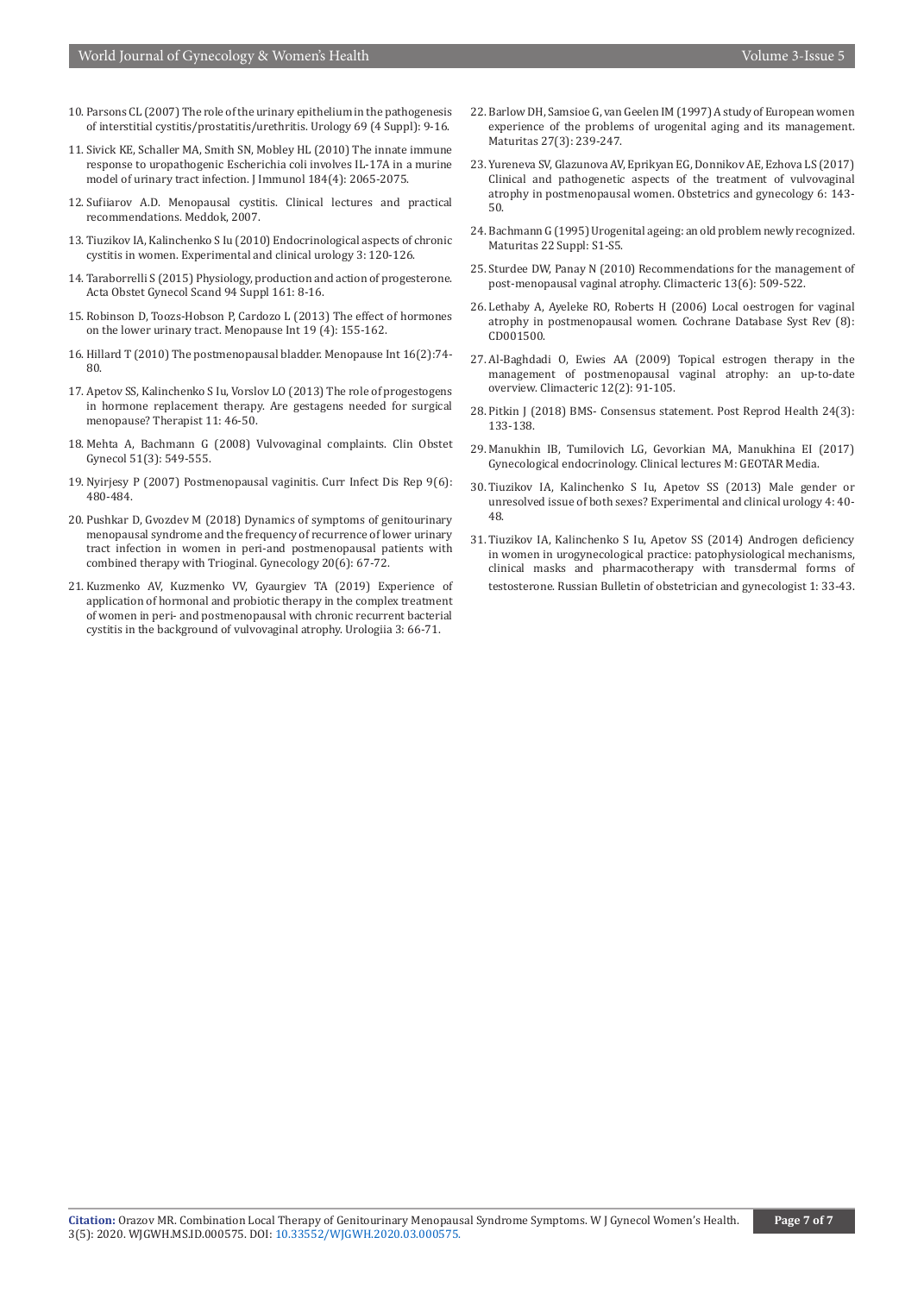10. Parsons CL (2007) The role of the urinary epithelium in the pathogenesis of interstitial cystitis/prostatitis/urethritis. Urology 69 (4 Suppl): 9-16.
11. Sivick KE, Schaller MA, Smith SN, Mobley HL (2010) The innate immune response to uropathogenic Escherichia coli involves IL-17A in a murine model of urinary tract infection. J Immunol 184(4): 2065-2075.
12. Sufiiarov A.D. Menopausal cystitis. Clinical lectures and practical recommendations. Meddok, 2007.
13. Tiuzikov IA, Kalinchenko S Iu (2010) Endocrinological aspects of chronic cystitis in women. Experimental and clinical urology 3: 120-126.
14. Taraborrelli S (2015) Physiology, production and action of progesterone. Acta Obstet Gynecol Scand 94 Suppl 161: 8-16.
15. Robinson D, Toozs-Hobson P, Cardozo L (2013) The effect of hormones on the lower urinary tract. Menopause Int 19 (4): 155-162.
16. Hillard T (2010) The postmenopausal bladder. Menopause Int 16(2):74-80.
17. Apetov SS, Kalinchenko S Iu, Vorslov LO (2013) The role of progestogens in hormone replacement therapy. Are gestagens needed for surgical menopause? Therapist 11: 46-50.
18. Mehta A, Bachmann G (2008) Vulvovaginal complaints. Clin Obstet Gynecol 51(3): 549-555.
19. Nyirjesy P (2007) Postmenopausal vaginitis. Curr Infect Dis Rep 9(6): 480-484.
20. Pushkar D, Gvozdev M (2018) Dynamics of symptoms of genitourinary menopausal syndrome and the frequency of recurrence of lower urinary tract infection in women in peri-and postmenopausal patients with combined therapy with Trioginal. Gynecology 20(6): 67-72.
21. Kuzmenko AV, Kuzmenko VV, Gyaurgiev TA (2019) Experience of application of hormonal and probiotic therapy in the complex treatment of women in peri- and postmenopausal with chronic recurrent bacterial cystitis in the background of vulvovaginal atrophy. Urologiia 3: 66-71.
22. Barlow DH, Samsioe G, van Geelen IM (1997) A study of European women experience of the problems of urogenital aging and its management. Maturitas 27(3): 239-247.
23. Yureneva SV, Glazunova AV, Eprikyan EG, Donnikov AE, Ezhova LS (2017) Clinical and pathogenetic aspects of the treatment of vulvovaginal atrophy in postmenopausal women. Obstetrics and gynecology 6: 143-50.
24. Bachmann G (1995) Urogenital ageing: an old problem newly recognized. Maturitas 22 Suppl: S1-S5.
25. Sturdee DW, Panay N (2010) Recommendations for the management of post-menopausal vaginal atrophy. Climacteric 13(6): 509-522.
26. Lethaby A, Ayeleke RO, Roberts H (2006) Local oestrogen for vaginal atrophy in postmenopausal women. Cochrane Database Syst Rev (8): CD001500.
27. Al-Baghdadi O, Ewies AA (2009) Topical estrogen therapy in the management of postmenopausal vaginal atrophy: an up-to-date overview. Climacteric 12(2): 91-105.
28. Pitkin J (2018) BMS- Consensus statement. Post Reprod Health 24(3): 133-138.
29. Manukhin IB, Tumilovich LG, Gevorkian MA, Manukhina EI (2017) Gynecological endocrinology. Clinical lectures M: GEOTAR Media.
30. Tiuzikov IA, Kalinchenko S Iu, Apetov SS (2013) Male gender or unresolved issue of both sexes? Experimental and clinical urology 4: 40-48.
31. Tiuzikov IA, Kalinchenko S Iu, Apetov SS (2014) Androgen deficiency in women in urogynecological practice: patophysiological mechanisms, clinical masks and pharmacotherapy with transdermal forms of testosterone. Russian Bulletin of obstetrician and gynecologist 1: 33-43.